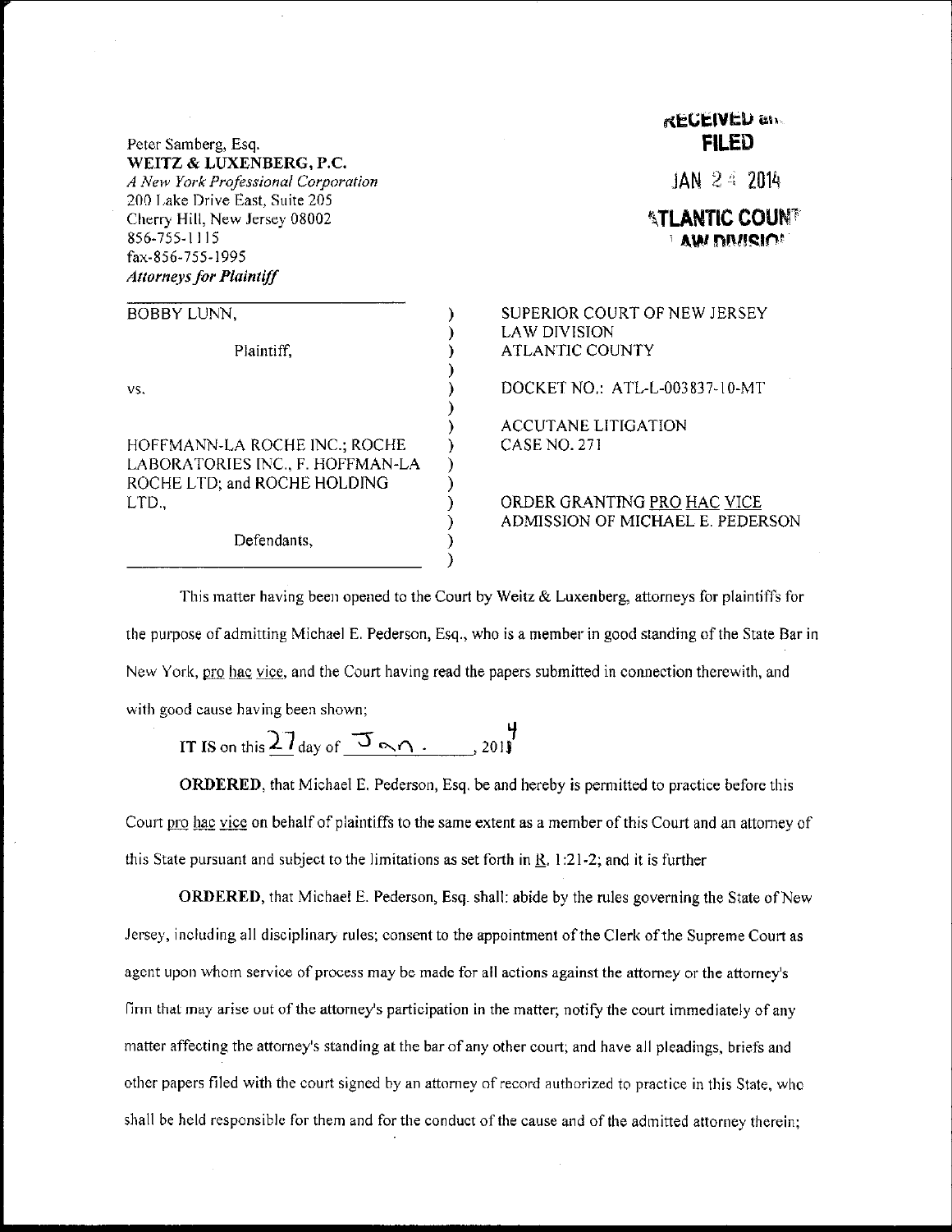Peter Samberg, Esq.
**WEITZ & LUXENBERG, P.C.**
*A New York Professional Corporation*
200 Lake Drive East, Suite 205
Cherry Hill, New Jersey 08002
856-755-1115
fax-856-755-1995
***Attorneys for Plaintiff***

**RECEIVED and FILED**

**JAN 24 2014**

**ATLANTIC COUNTY LAW DIVISION**

| | | |
|---|---|---|
| BOBBY LUNN, | ) | SUPERIOR COURT OF NEW JERSEY |
| | ) | LAW DIVISION |
| Plaintiff, | ) | ATLANTIC COUNTY |
| | ) | |
| vs. | ) | DOCKET NO.: ATL-L-003837-10-MT |
| | ) | |
| | ) | ACCUTANE LITIGATION |
| HOFFMANN-LA ROCHE INC.; ROCHE LABORATORIES INC., F. HOFFMAN-LA ROCHE LTD; and ROCHE HOLDING LTD., | ) | CASE NO. 271 |
| | ) | |
| | ) | ORDER GRANTING PRO HAC VICE ADMISSION OF MICHAEL E. PEDERSON |
| Defendants, | ) | |

This matter having been opened to the Court by Weitz & Luxenberg, attorneys for plaintiffs for the purpose of admitting Michael E. Pederson, Esq., who is a member in good standing of the State Bar in New York, pro hac vice, and the Court having read the papers submitted in connection therewith, and with good cause having been shown;

IT IS on this 27 day of Jan., 2014

**ORDERED**, that Michael E. Pederson, Esq. be and hereby is permitted to practice before this Court pro hac vice on behalf of plaintiffs to the same extent as a member of this Court and an attorney of this State pursuant and subject to the limitations as set forth in R. 1:21-2; and it is further

**ORDERED**, that Michael E. Pederson, Esq. shall: abide by the rules governing the State of New Jersey, including all disciplinary rules; consent to the appointment of the Clerk of the Supreme Court as agent upon whom service of process may be made for all actions against the attorney or the attorney's firm that may arise out of the attorney's participation in the matter; notify the court immediately of any matter affecting the attorney's standing at the bar of any other court; and have all pleadings, briefs and other papers filed with the court signed by an attorney of record authorized to practice in this State, who shall be held responsible for them and for the conduct of the cause and of the admitted attorney therein;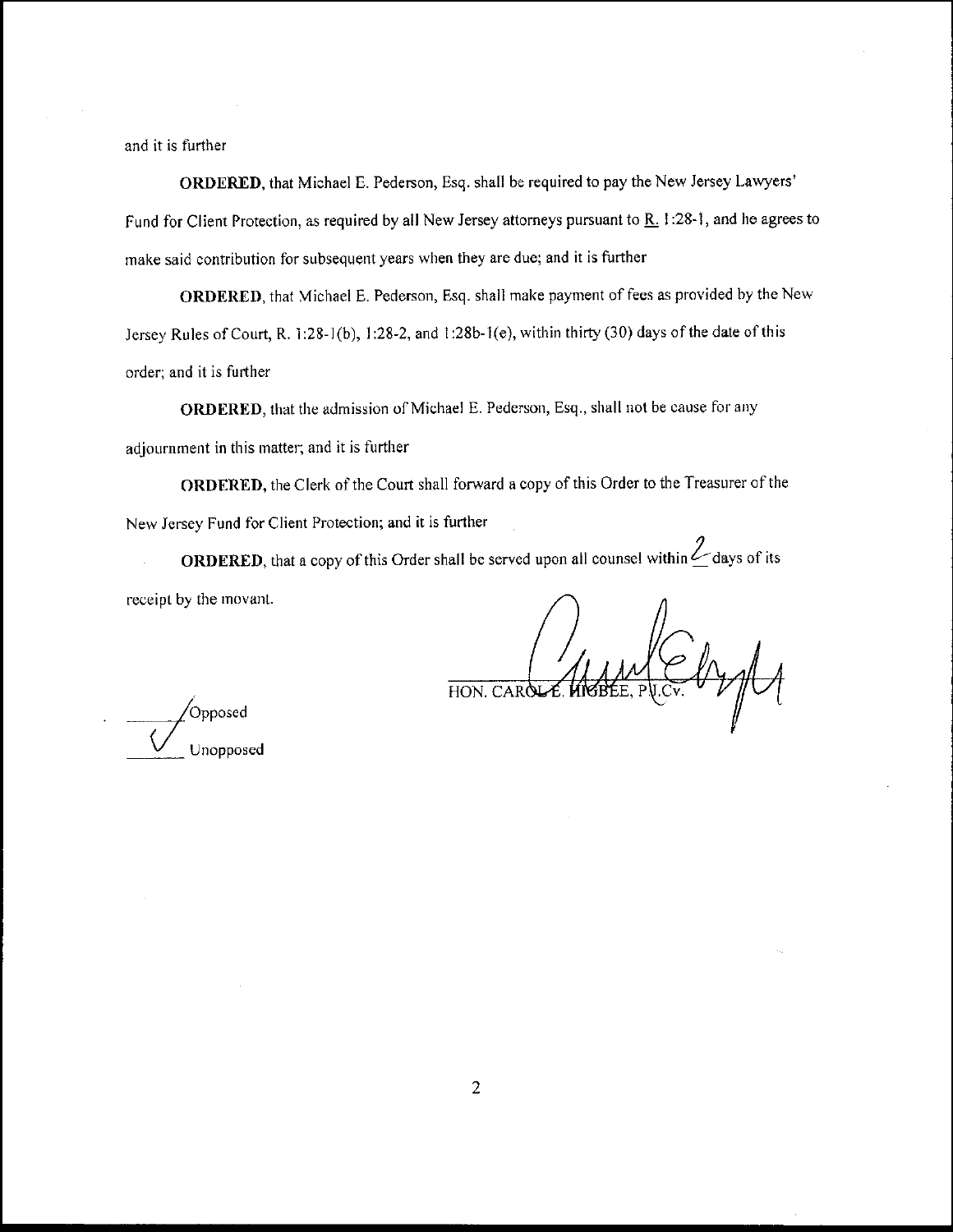and it is further

**ORDERED**, that Michael E. Pederson, Esq. shall be required to pay the New Jersey Lawyers' Fund for Client Protection, as required by all New Jersey attorneys pursuant to R. 1:28-1, and he agrees to make said contribution for subsequent years when they are due; and it is further

**ORDERED**, that Michael E. Pederson, Esq. shall make payment of fees as provided by the New Jersey Rules of Court, R. 1:28-1(b), 1:28-2, and 1:28b-1(e), within thirty (30) days of the date of this order; and it is further

**ORDERED**, that the admission of Michael E. Pederson, Esq., shall not be cause for any adjournment in this matter; and it is further

**ORDERED**, the Clerk of the Court shall forward a copy of this Order to the Treasurer of the New Jersey Fund for Client Protection; and it is further

**ORDERED**, that a copy of this Order shall be served upon all counsel within 2 days of its receipt by the movant.

HON. CAROL E. HIGBEE, P.J.Cv.

_____ Opposed

✓ Unopposed